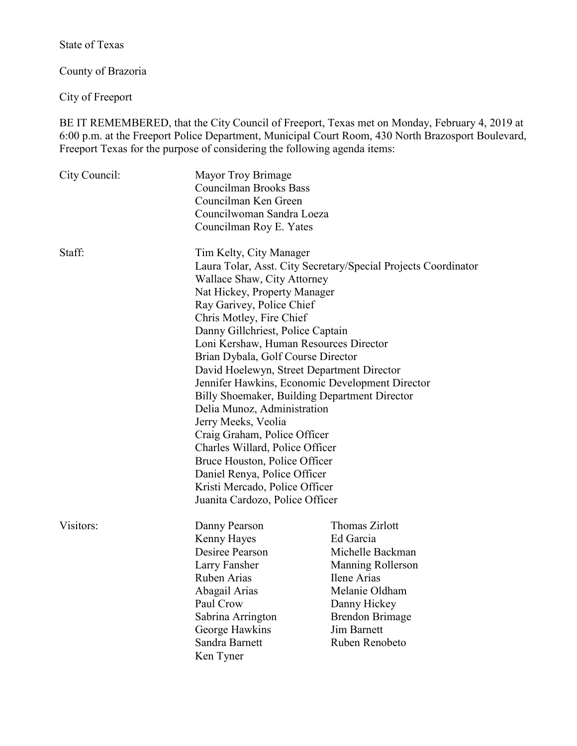State of Texas

County of Brazoria

City of Freeport

BE IT REMEMBERED, that the City Council of Freeport, Texas met on Monday, February 4, 2019 at 6:00 p.m. at the Freeport Police Department, Municipal Court Room, 430 North Brazosport Boulevard, Freeport Texas for the purpose of considering the following agenda items:

| | | |
|---|---|---|
| City Council: | Mayor Troy Brimage | |
| | Councilman Brooks Bass | |
| | Councilman Ken Green | |
| | Councilwoman Sandra Loeza | |
| | Councilman Roy E. Yates | |
| Staff: | Tim Kelty, City Manager | |
| | Laura Tolar, Asst. City Secretary/Special Projects Coordinator | |
| | Wallace Shaw, City Attorney | |
| | Nat Hickey, Property Manager | |
| | Ray Garivey, Police Chief | |
| | Chris Motley, Fire Chief | |
| | Danny Gillchriest, Police Captain | |
| | Loni Kershaw, Human Resources Director | |
| | Brian Dybala, Golf Course Director | |
| | David Hoelewyn, Street Department Director | |
| | Jennifer Hawkins, Economic Development Director | |
| | Billy Shoemaker, Building Department Director | |
| | Delia Munoz, Administration | |
| | Jerry Meeks, Veolia | |
| | Craig Graham, Police Officer | |
| | Charles Willard, Police Officer | |
| | Bruce Houston, Police Officer | |
| | Daniel Renya, Police Officer | |
| | Kristi Mercado, Police Officer | |
| | Juanita Cardozo, Police Officer | |
| Visitors: | Danny Pearson | Thomas Zirlott |
| | Kenny Hayes | Ed Garcia |
| | Desiree Pearson | Michelle Backman |
| | Larry Fansher | Manning Rollerson |
| | Ruben Arias | Ilene Arias |
| | Abagail Arias | Melanie Oldham |
| | Paul Crow | Danny Hickey |
| | Sabrina Arrington | Brendon Brimage |
| | George Hawkins | Jim Barnett |
| | Sandra Barnett | Ruben Renobeto |
| | Ken Tyner | |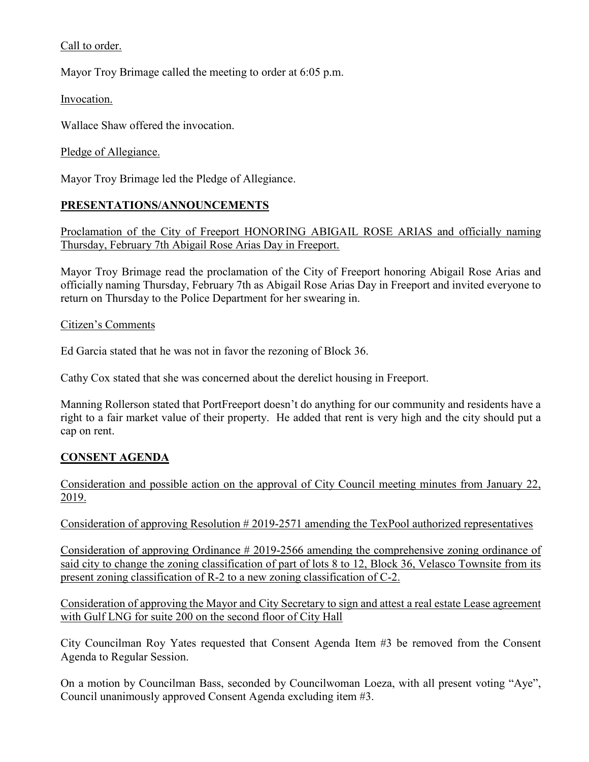Call to order.

Mayor Troy Brimage called the meeting to order at 6:05 p.m.

Invocation.

Wallace Shaw offered the invocation.

Pledge of Allegiance.

Mayor Troy Brimage led the Pledge of Allegiance.

**PRESENTATIONS/ANNOUNCEMENTS**

Proclamation of the City of Freeport HONORING ABIGAIL ROSE ARIAS and officially naming Thursday, February 7th Abigail Rose Arias Day in Freeport.

Mayor Troy Brimage read the proclamation of the City of Freeport honoring Abigail Rose Arias and officially naming Thursday, February 7th as Abigail Rose Arias Day in Freeport and invited everyone to return on Thursday to the Police Department for her swearing in.

Citizen's Comments

Ed Garcia stated that he was not in favor the rezoning of Block 36.

Cathy Cox stated that she was concerned about the derelict housing in Freeport.

Manning Rollerson stated that PortFreeport doesn't do anything for our community and residents have a right to a fair market value of their property. He added that rent is very high and the city should put a cap on rent.

**CONSENT AGENDA**

Consideration and possible action on the approval of City Council meeting minutes from January 22, 2019.

Consideration of approving Resolution # 2019-2571 amending the TexPool authorized representatives

Consideration of approving Ordinance # 2019-2566 amending the comprehensive zoning ordinance of said city to change the zoning classification of part of lots 8 to 12, Block 36, Velasco Townsite from its present zoning classification of R-2 to a new zoning classification of C-2.

Consideration of approving the Mayor and City Secretary to sign and attest a real estate Lease agreement with Gulf LNG for suite 200 on the second floor of City Hall

City Councilman Roy Yates requested that Consent Agenda Item #3 be removed from the Consent Agenda to Regular Session.

On a motion by Councilman Bass, seconded by Councilwoman Loeza, with all present voting "Aye", Council unanimously approved Consent Agenda excluding item #3.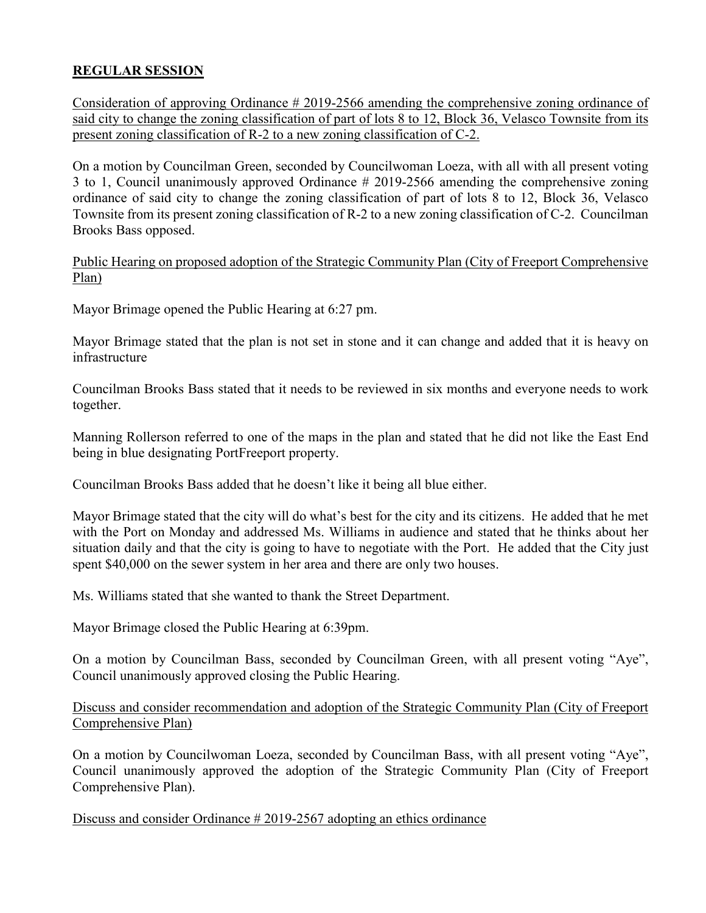## **REGULAR SESSION**

Consideration of approving Ordinance # 2019-2566 amending the comprehensive zoning ordinance of said city to change the zoning classification of part of lots 8 to 12, Block 36, Velasco Townsite from its present zoning classification of R-2 to a new zoning classification of C-2.

On a motion by Councilman Green, seconded by Councilwoman Loeza, with all with all present voting 3 to 1, Council unanimously approved Ordinance # 2019-2566 amending the comprehensive zoning ordinance of said city to change the zoning classification of part of lots 8 to 12, Block 36, Velasco Townsite from its present zoning classification of R-2 to a new zoning classification of C-2. Councilman Brooks Bass opposed.

Public Hearing on proposed adoption of the Strategic Community Plan (City of Freeport Comprehensive Plan)

Mayor Brimage opened the Public Hearing at 6:27 pm.

Mayor Brimage stated that the plan is not set in stone and it can change and added that it is heavy on infrastructure

Councilman Brooks Bass stated that it needs to be reviewed in six months and everyone needs to work together.

Manning Rollerson referred to one of the maps in the plan and stated that he did not like the East End being in blue designating PortFreeport property.

Councilman Brooks Bass added that he doesn't like it being all blue either.

Mayor Brimage stated that the city will do what's best for the city and its citizens. He added that he met with the Port on Monday and addressed Ms. Williams in audience and stated that he thinks about her situation daily and that the city is going to have to negotiate with the Port. He added that the City just spent $40,000 on the sewer system in her area and there are only two houses.

Ms. Williams stated that she wanted to thank the Street Department.

Mayor Brimage closed the Public Hearing at 6:39pm.

On a motion by Councilman Bass, seconded by Councilman Green, with all present voting "Aye", Council unanimously approved closing the Public Hearing.

Discuss and consider recommendation and adoption of the Strategic Community Plan (City of Freeport Comprehensive Plan)

On a motion by Councilwoman Loeza, seconded by Councilman Bass, with all present voting "Aye", Council unanimously approved the adoption of the Strategic Community Plan (City of Freeport Comprehensive Plan).

Discuss and consider Ordinance # 2019-2567 adopting an ethics ordinance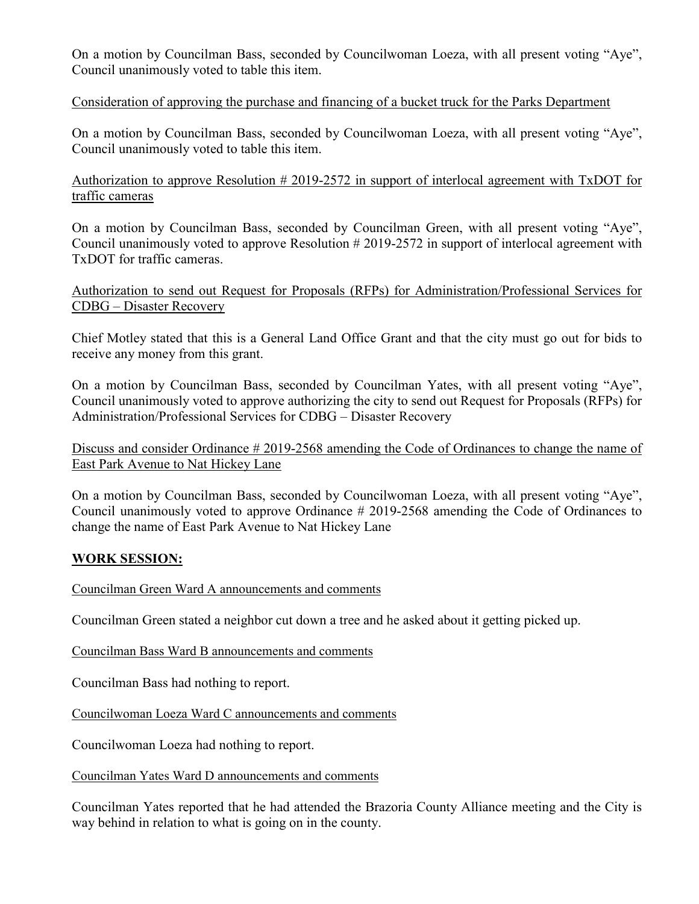On a motion by Councilman Bass, seconded by Councilwoman Loeza, with all present voting "Aye", Council unanimously voted to table this item.

Consideration of approving the purchase and financing of a bucket truck for the Parks Department

On a motion by Councilman Bass, seconded by Councilwoman Loeza, with all present voting "Aye", Council unanimously voted to table this item.

Authorization to approve Resolution # 2019-2572 in support of interlocal agreement with TxDOT for traffic cameras

On a motion by Councilman Bass, seconded by Councilman Green, with all present voting "Aye", Council unanimously voted to approve Resolution # 2019-2572 in support of interlocal agreement with TxDOT for traffic cameras.

Authorization to send out Request for Proposals (RFPs) for Administration/Professional Services for CDBG – Disaster Recovery

Chief Motley stated that this is a General Land Office Grant and that the city must go out for bids to receive any money from this grant.

On a motion by Councilman Bass, seconded by Councilman Yates, with all present voting "Aye", Council unanimously voted to approve authorizing the city to send out Request for Proposals (RFPs) for Administration/Professional Services for CDBG – Disaster Recovery

Discuss and consider Ordinance # 2019-2568 amending the Code of Ordinances to change the name of East Park Avenue to Nat Hickey Lane

On a motion by Councilman Bass, seconded by Councilwoman Loeza, with all present voting "Aye", Council unanimously voted to approve Ordinance # 2019-2568 amending the Code of Ordinances to change the name of East Park Avenue to Nat Hickey Lane

## WORK SESSION:

Councilman Green Ward A announcements and comments

Councilman Green stated a neighbor cut down a tree and he asked about it getting picked up.

Councilman Bass Ward B announcements and comments

Councilman Bass had nothing to report.

Councilwoman Loeza Ward C announcements and comments

Councilwoman Loeza had nothing to report.

Councilman Yates Ward D announcements and comments

Councilman Yates reported that he had attended the Brazoria County Alliance meeting and the City is way behind in relation to what is going on in the county.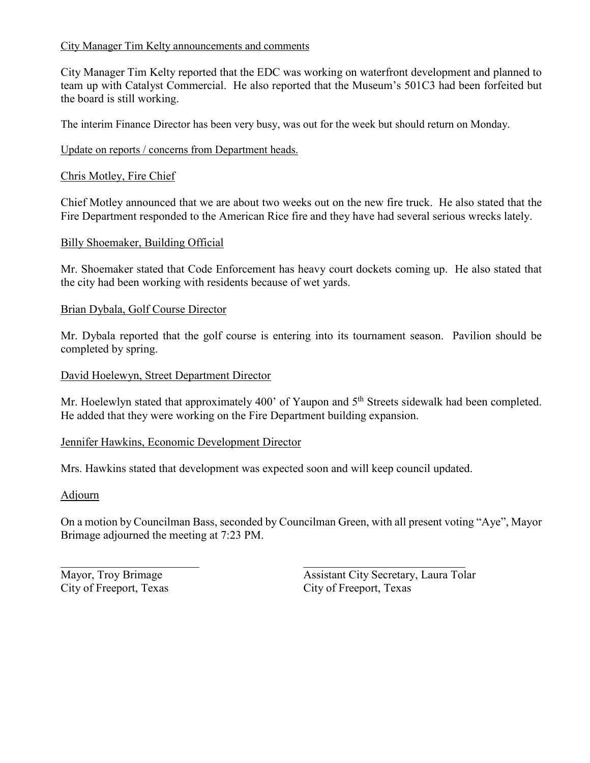City Manager Tim Kelty announcements and comments

City Manager Tim Kelty reported that the EDC was working on waterfront development and planned to team up with Catalyst Commercial. He also reported that the Museum's 501C3 had been forfeited but the board is still working.

The interim Finance Director has been very busy, was out for the week but should return on Monday.

Update on reports / concerns from Department heads.

Chris Motley, Fire Chief

Chief Motley announced that we are about two weeks out on the new fire truck. He also stated that the Fire Department responded to the American Rice fire and they have had several serious wrecks lately.

Billy Shoemaker, Building Official

Mr. Shoemaker stated that Code Enforcement has heavy court dockets coming up. He also stated that the city had been working with residents because of wet yards.

Brian Dybala, Golf Course Director

Mr. Dybala reported that the golf course is entering into its tournament season. Pavilion should be completed by spring.

David Hoelewyn, Street Department Director

Mr. Hoelewlyn stated that approximately 400' of Yaupon and 5th Streets sidewalk had been completed. He added that they were working on the Fire Department building expansion.

Jennifer Hawkins, Economic Development Director

Mrs. Hawkins stated that development was expected soon and will keep council updated.

Adjourn

On a motion by Councilman Bass, seconded by Councilman Green, with all present voting "Aye", Mayor Brimage adjourned the meeting at 7:23 PM.

\_\_\_\_\_\_\_\_\_\_\_\_\_\_\_\_\_\_\_\_\_\_\_\_
Mayor, Troy Brimage
City of Freeport, Texas

\_\_\_\_\_\_\_\_\_\_\_\_\_\_\_\_\_\_\_\_\_\_\_\_
Assistant City Secretary, Laura Tolar
City of Freeport, Texas